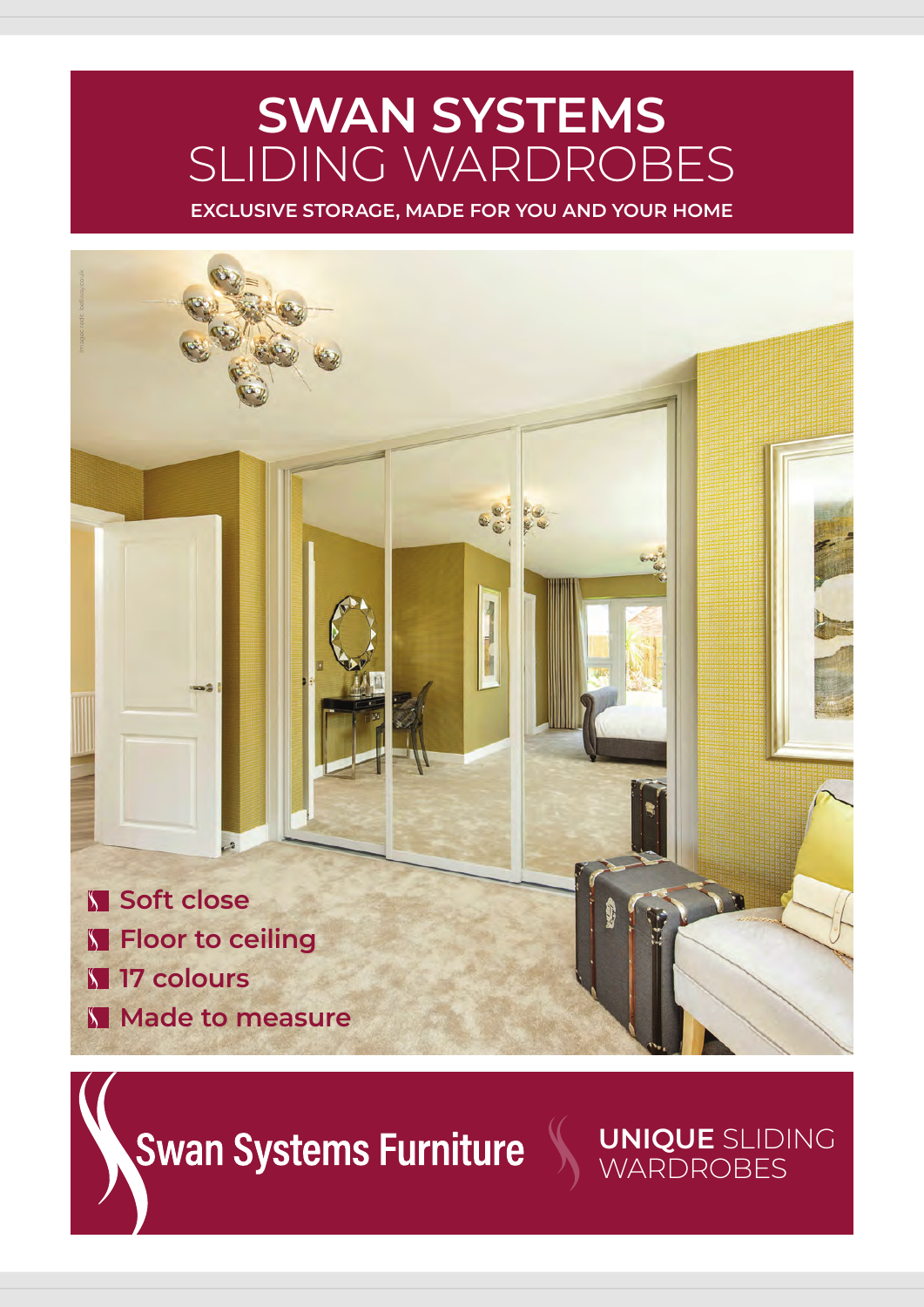# SWAN SYSTEMS
## SLIDING WARDROBES

**EXCLUSIVE STORAGE, MADE FOR YOU AND YOUR HOME**

- **Soft close**
- **Floor to ceiling**
- **17 colours**
- **Made to measure**

Swan Systems Furniture

**UNIQUE** SLIDING WARDROBES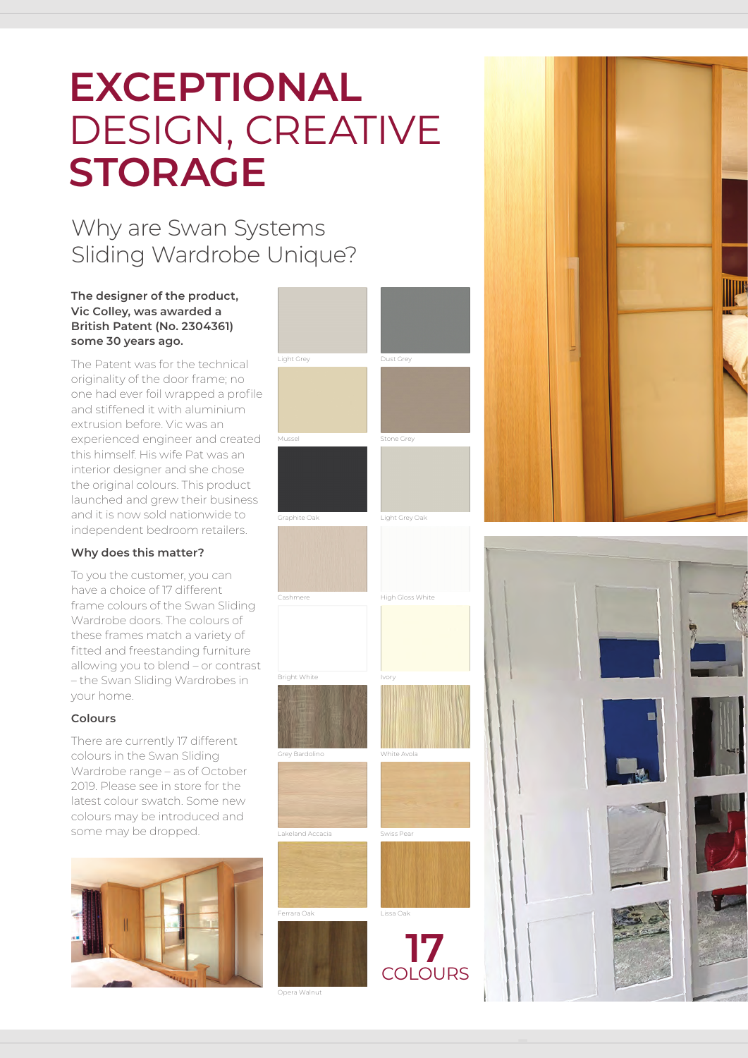# **EXCEPTIONAL** DESIGN, CREATIVE **STORAGE**

## Why are Swan Systems Sliding Wardrobe Unique?

**The designer of the product, Vic Colley, was awarded a British Patent (No. 2304361) some 30 years ago.**

The Patent was for the technical originality of the door frame; no one had ever foil wrapped a profile and stiffened it with aluminium extrusion before. Vic was an experienced engineer and created this himself. His wife Pat was an interior designer and she chose the original colours. This product launched and grew their business and it is now sold nationwide to independent bedroom retailers.

### Why does this matter?

To you the customer, you can have a choice of 17 different frame colours of the Swan Sliding Wardrobe doors. The colours of these frames match a variety of fitted and freestanding furniture allowing you to blend – or contrast – the Swan Sliding Wardrobes in your home.

### Colours

There are currently 17 different colours in the Swan Sliding Wardrobe range – as of October 2019. Please see in store for the latest colour swatch. Some new colours may be introduced and some may be dropped.

Light Grey

Dust Grey

Mussel

Stone Grey

Graphite Oak

Light Grey Oak

Cashmere

High Gloss White

Bright White

Ivory

Grey Bardolino

White Avola

Lakeland Accacia

Swiss Pear

Ferrara Oak

Lissa Oak

Opera Walnut

**17** COLOURS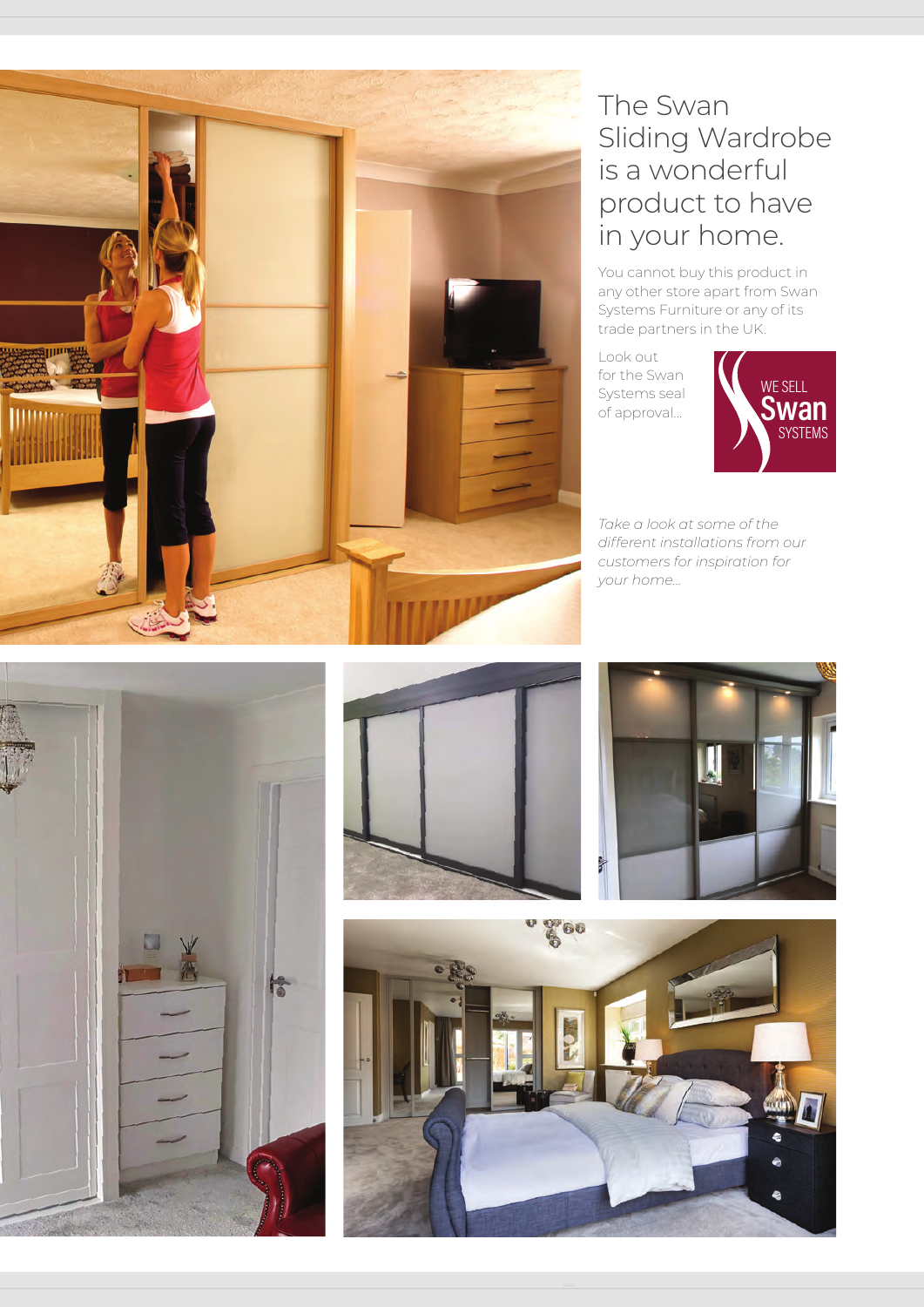# The Swan Sliding Wardrobe is a wonderful product to have in your home.

You cannot buy this product in any other store apart from Swan Systems Furniture or any of its trade partners in the UK.

Look out for the Swan Systems seal of approval...

WE SELL Swan SYSTEMS

*Take a look at some of the different installations from our customers for inspiration for your home...*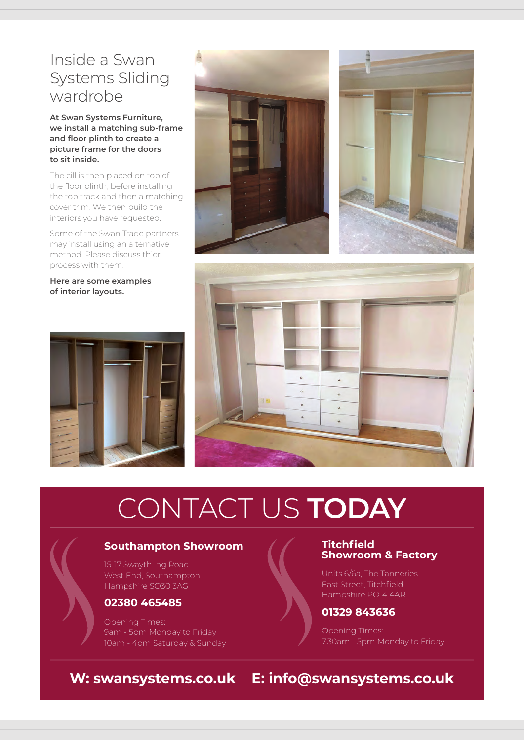# Inside a Swan Systems Sliding wardrobe

**At Swan Systems Furniture, we install a matching sub-frame and floor plinth to create a picture frame for the doors to sit inside.**

The cill is then placed on top of the floor plinth, before installing the top track and then a matching cover trim. We then build the interiors you have requested.

Some of the Swan Trade partners may install using an alternative method. Please discuss thier process with them.

**Here are some examples of interior layouts.**

# CONTACT US **TODAY**

## Southampton Showroom

15-17 Swaythling Road
West End, Southampton
Hampshire SO30 3AG

**02380 465485**

Opening Times:
9am - 5pm Monday to Friday
10am - 4pm Saturday & Sunday

## Titchfield Showroom & Factory

Units 6/6a, The Tanneries
East Street, Titchfield
Hampshire PO14 4AR

**01329 843636**

Opening Times:
7.30am - 5pm Monday to Friday

**W: swansystems.co.uk    E: info@swansystems.co.uk**